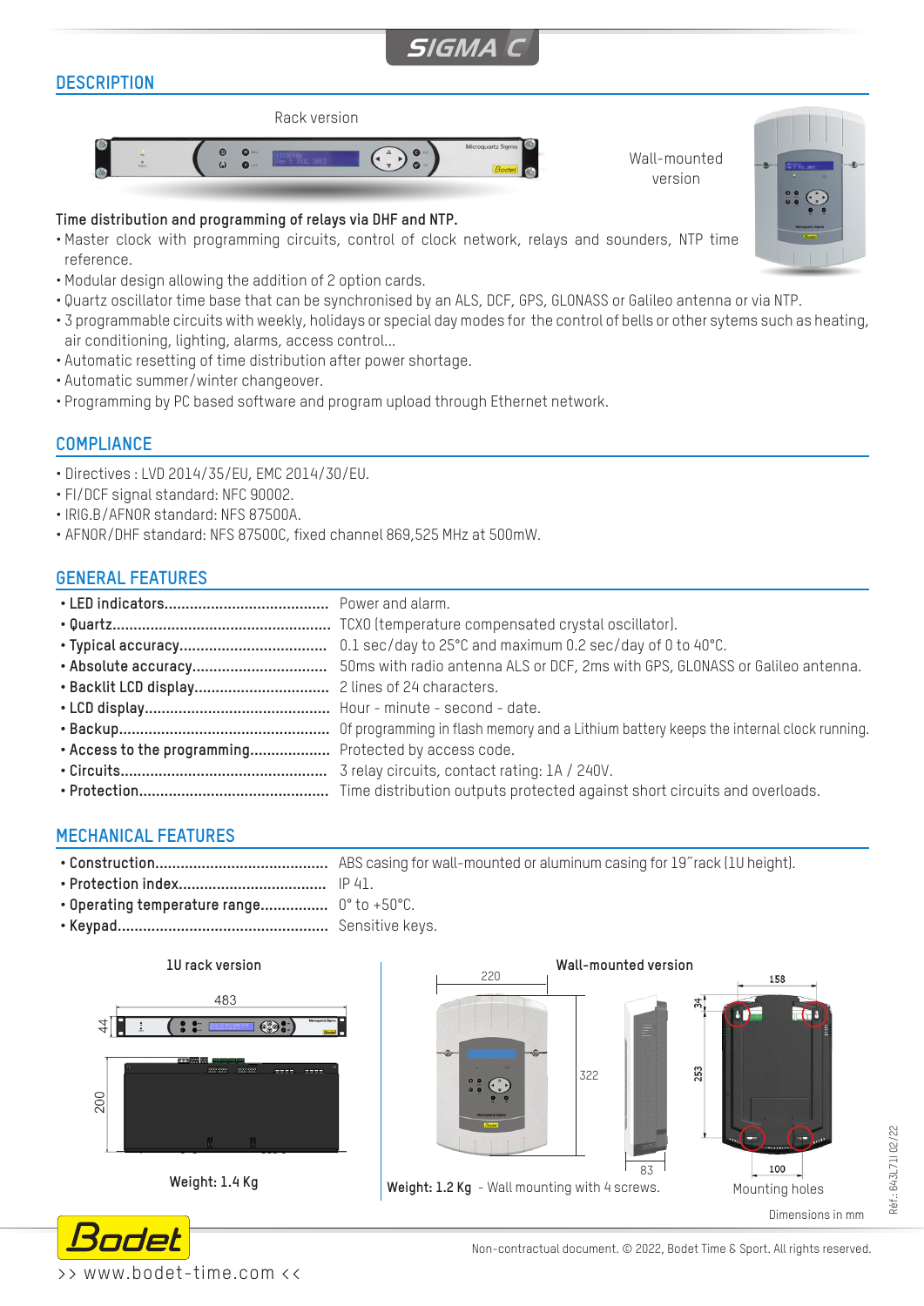# SIGMA C

## DESCRIPTION

Rack version

Wall-mounted version

**Time distribution and programming of relays via DHF and NTP.**

- Master clock with programming circuits, control of clock network, relays and sounders, NTP time reference.
- Modular design allowing the addition of 2 option cards.
- Quartz oscillator time base that can be synchronised by an ALS, DCF, GPS, GLONASS or Galileo antenna or via NTP.
- 3 programmable circuits with weekly, holidays or special day modes for the control of bells or other sytems such as heating, air conditioning, lighting, alarms, access control...
- Automatic resetting of time distribution after power shortage.
- Automatic summer/winter changeover.
- Programming by PC based software and program upload through Ethernet network.

## COMPLIANCE

- Directives : LVD 2014/35/EU, EMC 2014/30/EU.
- FI/DCF signal standard: NFC 90002.
- IRIG.B/AFNOR standard: NFS 87500A.
- AFNOR/DHF standard: NFS 87500C, fixed channel 869,525 MHz at 500mW.

## GENERAL FEATURES

- **LED indicators**...................................... Power and alarm.
- **Quartz**................................................... TCXO (temperature compensated crystal oscillator).
- **Typical accuracy**.................................. 0.1 sec/day to 25°C and maximum 0.2 sec/day of 0 to 40°C.
- **Absolute accuracy**............................... 50ms with radio antenna ALS or DCF, 2ms with GPS, GLONASS or Galileo antenna.
- **Backlit LCD display**............................... 2 lines of 24 characters.
- **LCD display**.......................................... Hour - minute - second - date.
- **Backup**................................................. Of programming in flash memory and a Lithium battery keeps the internal clock running.
- **Access to the programming**.................. Protected by access code.
- **Circuits**................................................. 3 relay circuits, contact rating: 1A / 240V.
- **Protection**............................................ Time distribution outputs protected against short circuits and overloads.

## MECHANICAL FEATURES

- **Construction**......................................... ABS casing for wall-mounted or aluminum casing for 19˝rack (1U height).
- **Protection index**.................................. IP 41.
- **Operating temperature range**................ 0° to +50°C.
- **Keypad**................................................. Sensitive keys.

**1U rack version**

483 · 44 · 200

**Weight: 1.4 Kg**

**Wall-mounted version**

220 · 322 · 83 · 158 · 34 · 253 · 100

**Weight: 1.2 Kg** - Wall mounting with 4 screws.

Mounting holes

Dimensions in mm

Réf.: 643L71I 02/22

>> www.bodet-time.com <<

Non-contractual document. © 2022, Bodet Time & Sport. All rights reserved.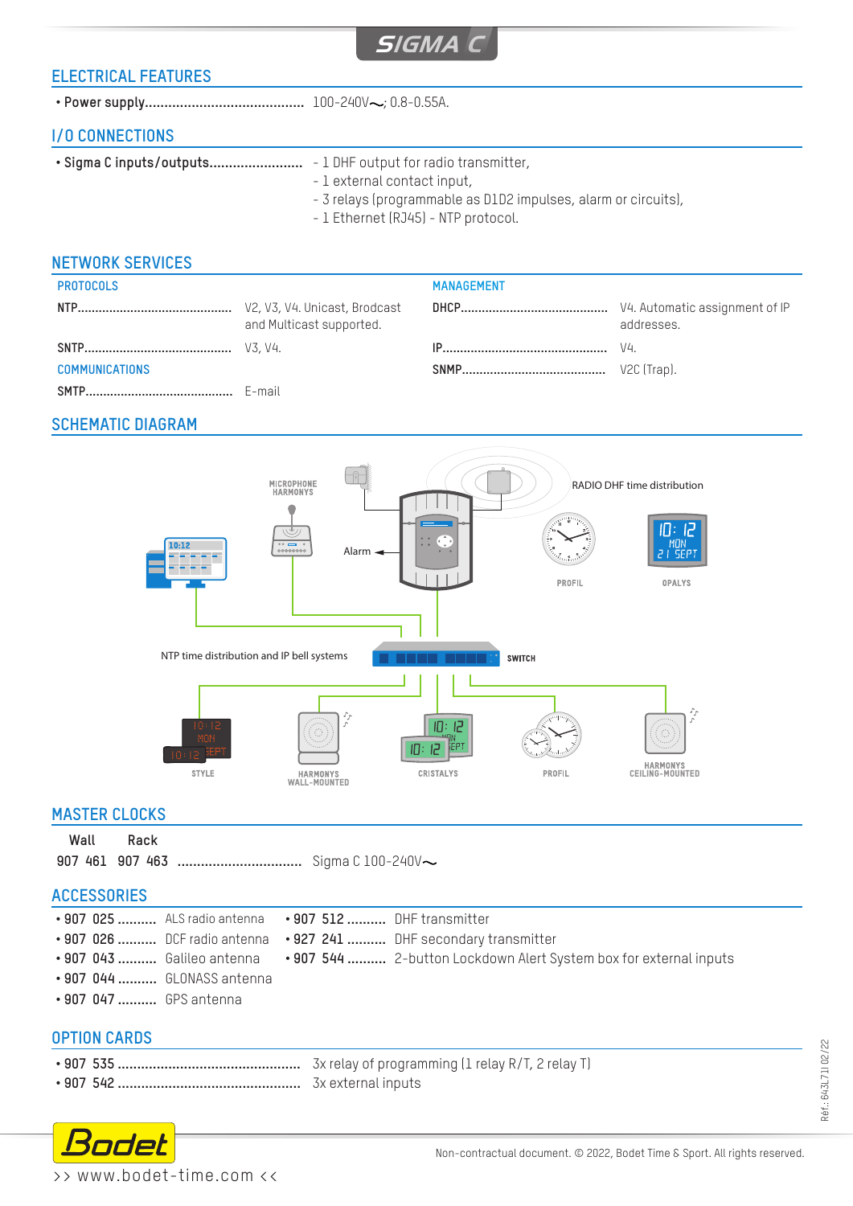SIGMA C

## ELECTRICAL FEATURES

- **Power supply**........................................ 100-240V~; 0.8-0.55A.

## I/O CONNECTIONS

- **Sigma C inputs/outputs**........................ - 1 DHF output for radio transmitter,
  - 1 external contact input,
  - 3 relays (programmable as D1D2 impulses, alarm or circuits),
  - 1 Ethernet (RJ45) - NTP protocol.

## NETWORK SERVICES

### PROTOCOLS

**NTP**............................................ V2, V3, V4. Unicast, Brodcast and Multicast supported.

**SNTP**.......................................... V3, V4.

### COMMUNICATIONS

**SMTP**.......................................... E-mail

### MANAGEMENT

**DHCP**.......................................... V4. Automatic assignment of IP addresses.

**IP**................................................ V4.

**SNMP**.......................................... V2C (Trap).

## SCHEMATIC DIAGRAM

MICROPHONE HARMONYS

Alarm

RADIO DHF time distribution

PROFIL

OPALYS

NTP time distribution and IP bell systems

SWITCH

STYLE

HARMONYS WALL-MOUNTED

CRISTALYS

PROFIL

HARMONYS CEILING-MOUNTED

## MASTER CLOCKS

| Wall | Rack | | |
|---|---|---|---|
| 907 461 | 907 463 | ................................ | Sigma C 100-240V~ |

## ACCESSORIES

- **907 025** .......... ALS radio antenna
- **907 026** .......... DCF radio antenna
- **907 043** .......... Galileo antenna
- **907 044** .......... GLONASS antenna
- **907 047** .......... GPS antenna
- **907 512** .......... DHF transmitter
- **927 241** .......... DHF secondary transmitter
- **907 544** .......... 2-button Lockdown Alert System box for external inputs

## OPTION CARDS

- **907 535** ............................................... 3x relay of programming (1 relay R/T, 2 relay T)
- **907 542** ............................................... 3x external inputs

Réf.: 643L71I 02/22

Bodet

>> www.bodet-time.com <<

Non-contractual document. © 2022, Bodet Time & Sport. All rights reserved.